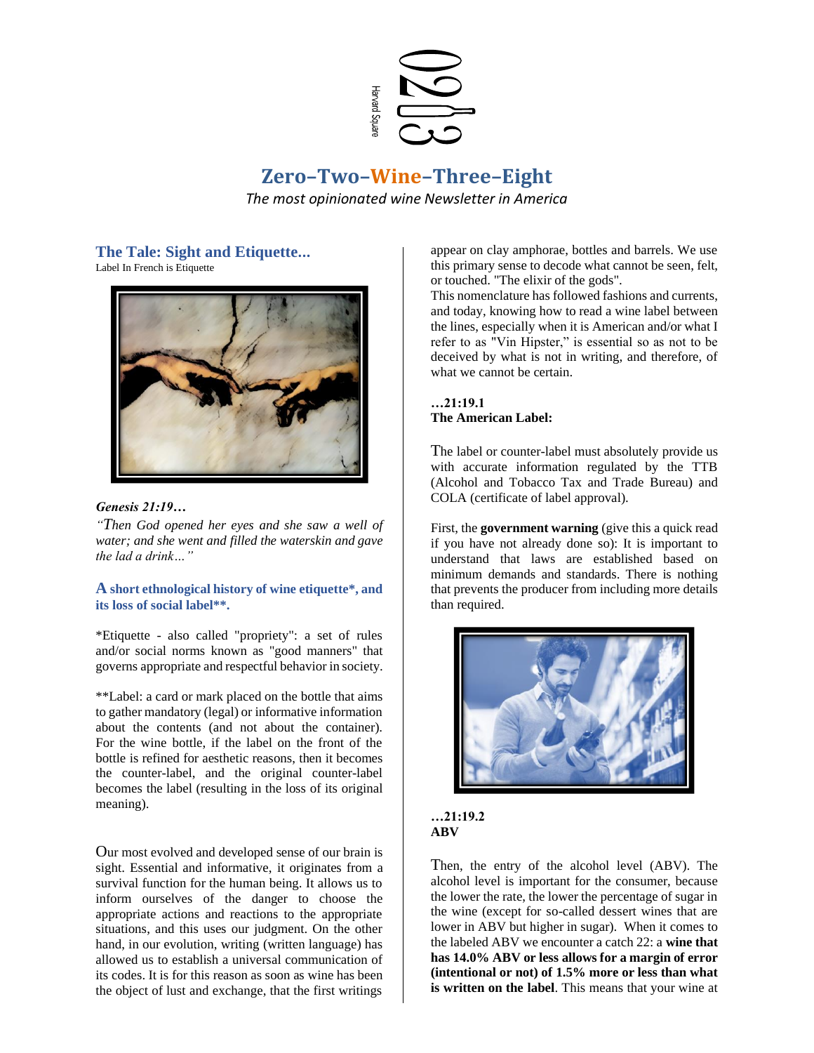Harvard Square

# Zero–Two–Wine–Three–Eight

*The most opinionated wine Newsletter in America*

## The Tale: Sight and Etiquette...

Label In French is Etiquette

***Genesis 21:19…***

*"Then God opened her eyes and she saw a well of water; and she went and filled the waterskin and gave the lad a drink…"*

### A short ethnological history of wine etiquette*, and its loss of social label**.

*Etiquette - also called "propriety": a set of rules and/or social norms known as "good manners" that governs appropriate and respectful behavior in society.

**Label: a card or mark placed on the bottle that aims to gather mandatory (legal) or informative information about the contents (and not about the container). For the wine bottle, if the label on the front of the bottle is refined for aesthetic reasons, then it becomes the counter-label, and the original counter-label becomes the label (resulting in the loss of its original meaning).

Our most evolved and developed sense of our brain is sight. Essential and informative, it originates from a survival function for the human being. It allows us to inform ourselves of the danger to choose the appropriate actions and reactions to the appropriate situations, and this uses our judgment. On the other hand, in our evolution, writing (written language) has allowed us to establish a universal communication of its codes. It is for this reason as soon as wine has been the object of lust and exchange, that the first writings appear on clay amphorae, bottles and barrels. We use this primary sense to decode what cannot be seen, felt, or touched. "The elixir of the gods".

This nomenclature has followed fashions and currents, and today, knowing how to read a wine label between the lines, especially when it is American and/or what I refer to as "Vin Hipster," is essential so as not to be deceived by what is not in writing, and therefore, of what we cannot be certain.

**…21:19.1**
**The American Label:**

The label or counter-label must absolutely provide us with accurate information regulated by the TTB (Alcohol and Tobacco Tax and Trade Bureau) and COLA (certificate of label approval).

First, the **government warning** (give this a quick read if you have not already done so): It is important to understand that laws are established based on minimum demands and standards. There is nothing that prevents the producer from including more details than required.

**…21:19.2**
**ABV**

Then, the entry of the alcohol level (ABV). The alcohol level is important for the consumer, because the lower the rate, the lower the percentage of sugar in the wine (except for so-called dessert wines that are lower in ABV but higher in sugar). When it comes to the labeled ABV we encounter a catch 22: a **wine that has 14.0% ABV or less allows for a margin of error (intentional or not) of 1.5% more or less than what is written on the label**. This means that your wine at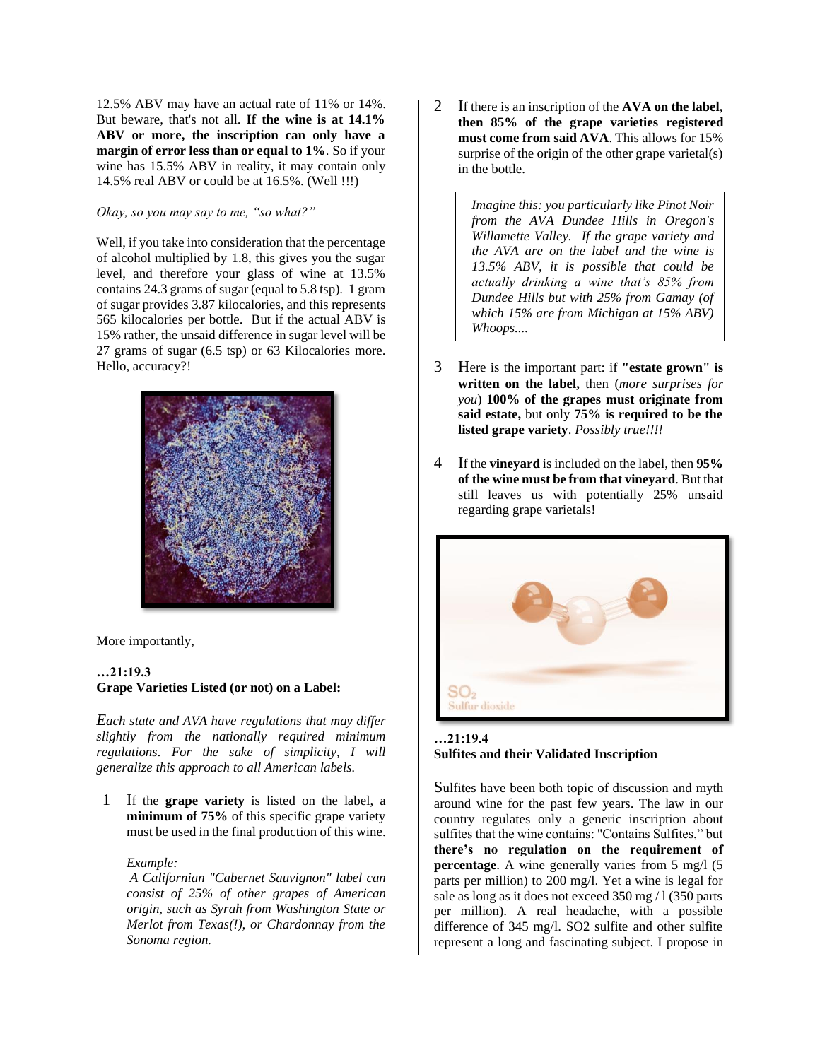12.5% ABV may have an actual rate of 11% or 14%. But beware, that's not all. **If the wine is at 14.1% ABV or more, the inscription can only have a margin of error less than or equal to 1%**. So if your wine has 15.5% ABV in reality, it may contain only 14.5% real ABV or could be at 16.5%. (Well !!!)

*Okay, so you may say to me, "so what?"*

Well, if you take into consideration that the percentage of alcohol multiplied by 1.8, this gives you the sugar level, and therefore your glass of wine at 13.5% contains 24.3 grams of sugar (equal to 5.8 tsp). 1 gram of sugar provides 3.87 kilocalories, and this represents 565 kilocalories per bottle. But if the actual ABV is 15% rather, the unsaid difference in sugar level will be 27 grams of sugar (6.5 tsp) or 63 Kilocalories more. Hello, accuracy?!

More importantly,

**…21:19.3**
**Grape Varieties Listed (or not) on a Label:**

*Each state and AVA have regulations that may differ slightly from the nationally required minimum regulations. For the sake of simplicity, I will generalize this approach to all American labels.*

1. If the **grape variety** is listed on the label, a **minimum of 75%** of this specific grape variety must be used in the final production of this wine.

   *Example:*
   *A Californian "Cabernet Sauvignon" label can consist of 25% of other grapes of American origin, such as Syrah from Washington State or Merlot from Texas(!), or Chardonnay from the Sonoma region.*

2. If there is an inscription of the **AVA on the label, then 85% of the grape varieties registered must come from said AVA**. This allows for 15% surprise of the origin of the other grape varietal(s) in the bottle.

   > *Imagine this: you particularly like Pinot Noir from the AVA Dundee Hills in Oregon's Willamette Valley. If the grape variety and the AVA are on the label and the wine is 13.5% ABV, it is possible that could be actually drinking a wine that's 85% from Dundee Hills but with 25% from Gamay (of which 15% are from Michigan at 15% ABV) Whoops....*

3. Here is the important part: if **"estate grown" is written on the label,** then (*more surprises for you*) **100% of the grapes must originate from said estate,** but only **75% is required to be the listed grape variety**. *Possibly true!!!!*

4. If the **vineyard** is included on the label, then **95% of the wine must be from that vineyard**. But that still leaves us with potentially 25% unsaid regarding grape varietals!

**…21:19.4**
**Sulfites and their Validated Inscription**

Sulfites have been both topic of discussion and myth around wine for the past few years. The law in our country regulates only a generic inscription about sulfites that the wine contains: "Contains Sulfites," but **there's no regulation on the requirement of percentage**. A wine generally varies from 5 mg/l (5 parts per million) to 200 mg/l. Yet a wine is legal for sale as long as it does not exceed 350 mg / l (350 parts per million). A real headache, with a possible difference of 345 mg/l. SO2 sulfite and other sulfite represent a long and fascinating subject. I propose in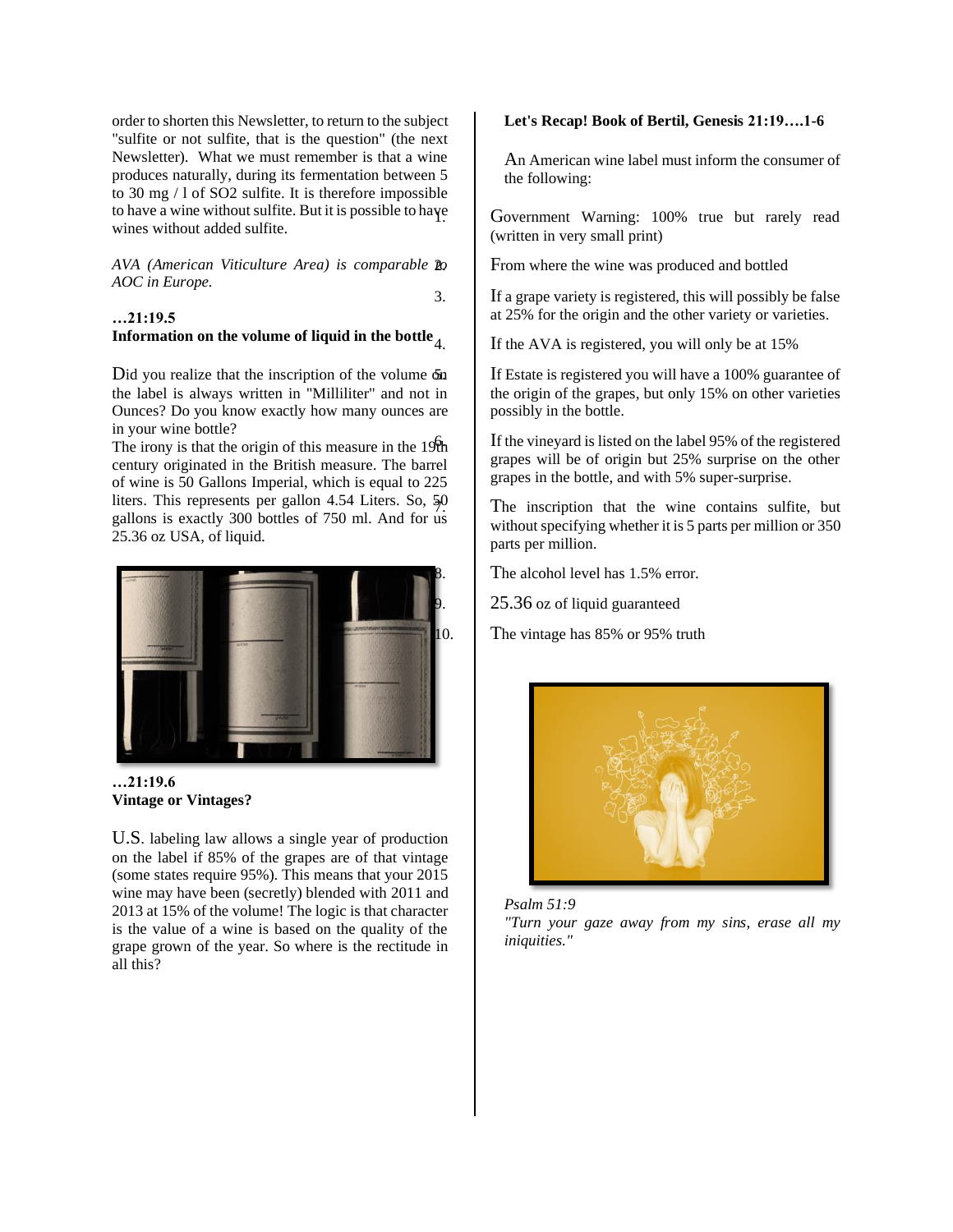order to shorten this Newsletter, to return to the subject "sulfite or not sulfite, that is the question" (the next Newsletter). What we must remember is that a wine produces naturally, during its fermentation between 5 to 30 mg / l of $SO_2$ sulfite. It is therefore impossible to have a wine without sulfite. But it is possible to have wines without added sulfite.

*AVA (American Viticulture Area) is comparable to AOC in Europe.*

**…21:19.5**
**Information on the volume of liquid in the bottle**

Did you realize that the inscription of the volume on the label is always written in "Milliliter" and not in Ounces? Do you know exactly how many ounces are in your wine bottle?
The irony is that the origin of this measure in the 19th century originated in the British measure. The barrel of wine is 50 Gallons Imperial, which is equal to 225 liters. This represents per gallon 4.54 Liters. So, 50 gallons is exactly 300 bottles of 750 ml. And for us 25.36 oz USA, of liquid.

**…21:19.6**
**Vintage or Vintages?**

U.S. labeling law allows a single year of production on the label if 85% of the grapes are of that vintage (some states require 95%). This means that your 2015 wine may have been (secretly) blended with 2011 and 2013 at 15% of the volume! The logic is that character is the value of a wine is based on the quality of the grape grown of the year. So where is the rectitude in all this?

**Let's Recap! Book of Bertil, Genesis 21:19….1-6**

An American wine label must inform the consumer of the following:

1. Government Warning: 100% true but rarely read (written in very small print)
2. From where the wine was produced and bottled
3. If a grape variety is registered, this will possibly be false at 25% for the origin and the other variety or varieties.
4. If the AVA is registered, you will only be at 15%
5. If Estate is registered you will have a 100% guarantee of the origin of the grapes, but only 15% on other varieties possibly in the bottle.
6. If the vineyard is listed on the label 95% of the registered grapes will be of origin but 25% surprise on the other grapes in the bottle, and with 5% super-surprise.
7. The inscription that the wine contains sulfite, but without specifying whether it is 5 parts per million or 350 parts per million.
8. The alcohol level has 1.5% error.
9. 25.36 oz of liquid guaranteed
10. The vintage has 85% or 95% truth

*Psalm 51:9*
*"Turn your gaze away from my sins, erase all my iniquities."*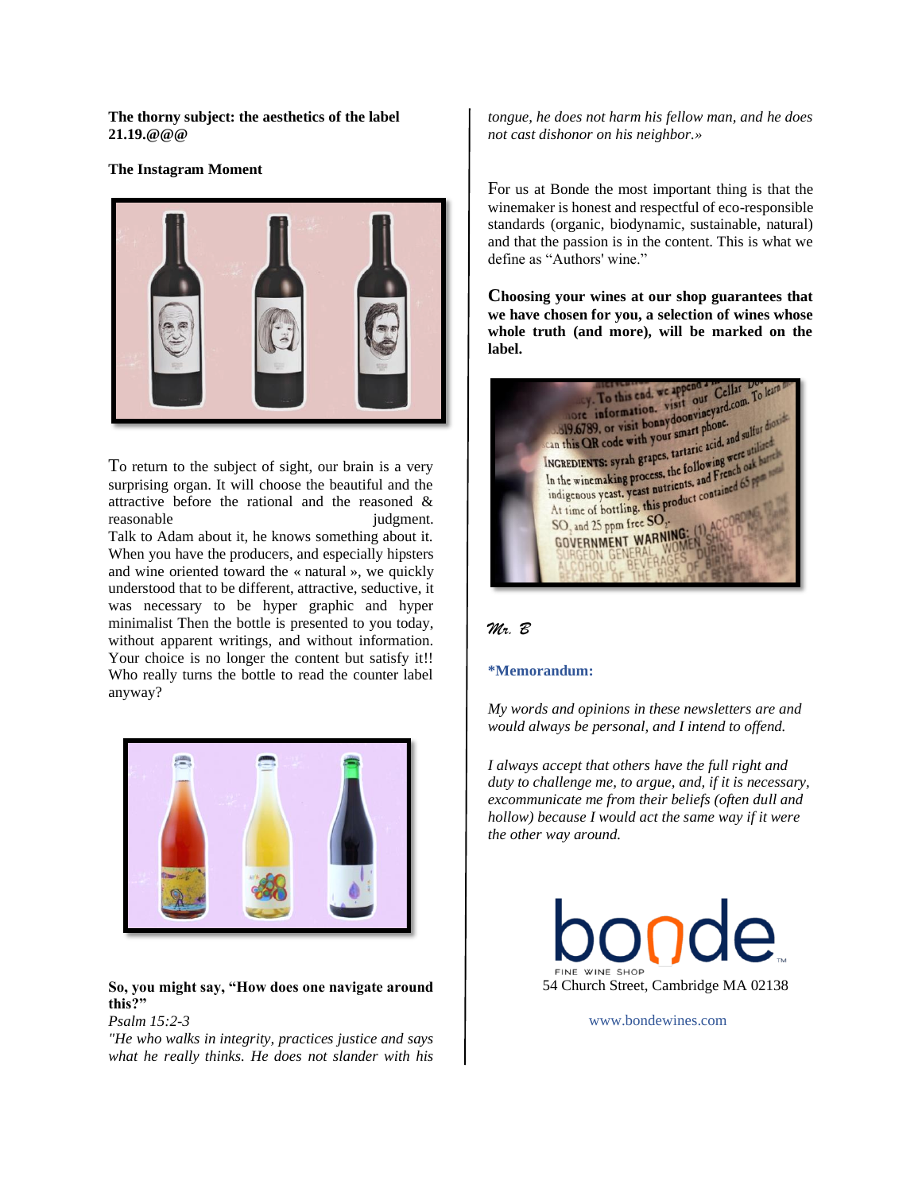**The thorny subject: the aesthetics of the label 21.19.@@@**

**The Instagram Moment**

To return to the subject of sight, our brain is a very surprising organ. It will choose the beautiful and the attractive before the rational and the reasoned & reasonable judgment. Talk to Adam about it, he knows something about it. When you have the producers, and especially hipsters and wine oriented toward the « natural », we quickly understood that to be different, attractive, seductive, it was necessary to be hyper graphic and hyper minimalist Then the bottle is presented to you today, without apparent writings, and without information. Your choice is no longer the content but satisfy it!! Who really turns the bottle to read the counter label anyway?

**So, you might say, "How does one navigate around this?"**

*Psalm 15:2-3*

*"He who walks in integrity, practices justice and says what he really thinks. He does not slander with his tongue, he does not harm his fellow man, and he does not cast dishonor on his neighbor.»*

For us at Bonde the most important thing is that the winemaker is honest and respectful of eco-responsible standards (organic, biodynamic, sustainable, natural) and that the passion is in the content. This is what we define as "Authors' wine."

**Choosing your wines at our shop guarantees that we have chosen for you, a selection of wines whose whole truth (and more), will be marked on the label.**

*Mr. B*

**\*Memorandum:**

*My words and opinions in these newsletters are and would always be personal, and I intend to offend.*

*I always accept that others have the full right and duty to challenge me, to argue, and, if it is necessary, excommunicate me from their beliefs (often dull and hollow) because I would act the same way if it were the other way around.*

bonde FINE WINE SHOP

54 Church Street, Cambridge MA 02138

www.bondewines.com